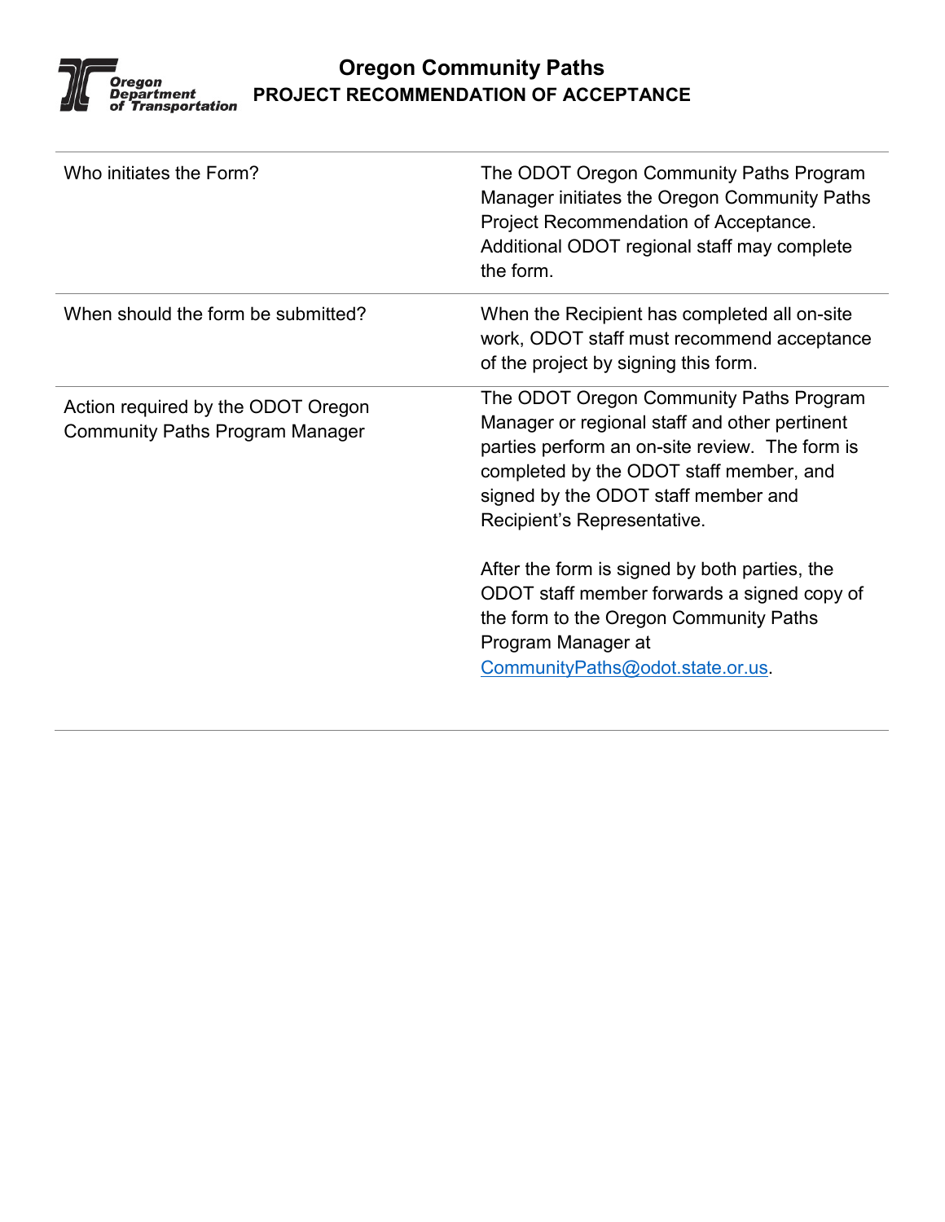# Oregon Community Paths

## PROJECT RECOMMENDATION OF ACCEPTANCE

| | |
|---|---|
| Who initiates the Form? | The ODOT Oregon Community Paths Program Manager initiates the Oregon Community Paths Project Recommendation of Acceptance. Additional ODOT regional staff may complete the form. |
| When should the form be submitted? | When the Recipient has completed all on-site work, ODOT staff must recommend acceptance of the project by signing this form. |
| Action required by the ODOT Oregon Community Paths Program Manager | The ODOT Oregon Community Paths Program Manager or regional staff and other pertinent parties perform an on-site review. The form is completed by the ODOT staff member, and signed by the ODOT staff member and Recipient's Representative.<br><br>After the form is signed by both parties, the ODOT staff member forwards a signed copy of the form to the Oregon Community Paths Program Manager at CommunityPaths@odot.state.or.us. |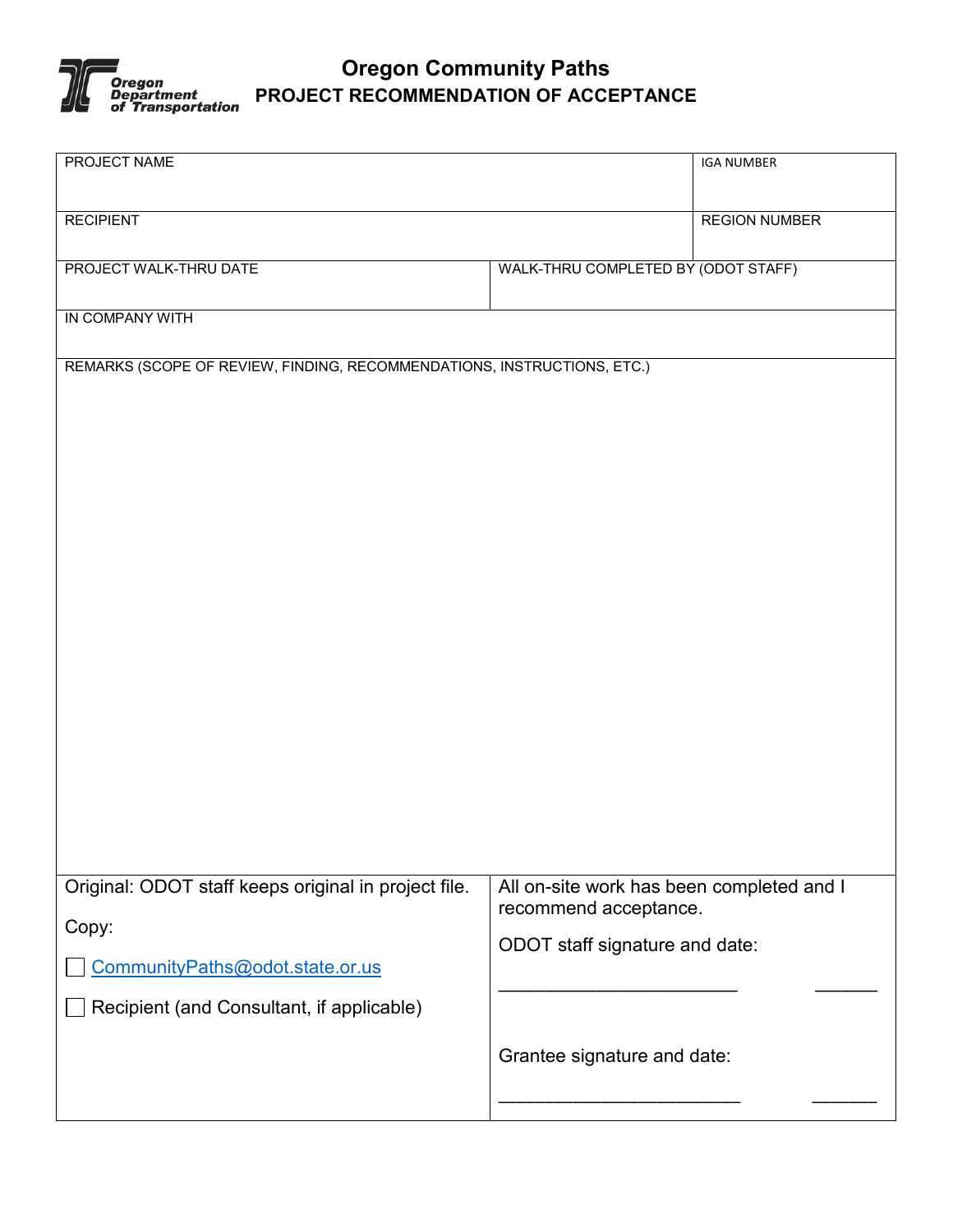Oregon Department of Transportation

# Oregon Community Paths

## PROJECT RECOMMENDATION OF ACCEPTANCE

| | |
|---|---|
| PROJECT NAME | IGA NUMBER |
| RECIPIENT | REGION NUMBER |
| PROJECT WALK-THRU DATE | WALK-THRU COMPLETED BY (ODOT STAFF) |
| IN COMPANY WITH | |
| REMARKS (SCOPE OF REVIEW, FINDING, RECOMMENDATIONS, INSTRUCTIONS, ETC.) | |

Original: ODOT staff keeps original in project file.

Copy:

- ☐ CommunityPaths@odot.state.or.us
- ☐ Recipient (and Consultant, if applicable)

All on-site work has been completed and I recommend acceptance.

ODOT staff signature and date:

_______________________ ______

Grantee signature and date:

_______________________ ______